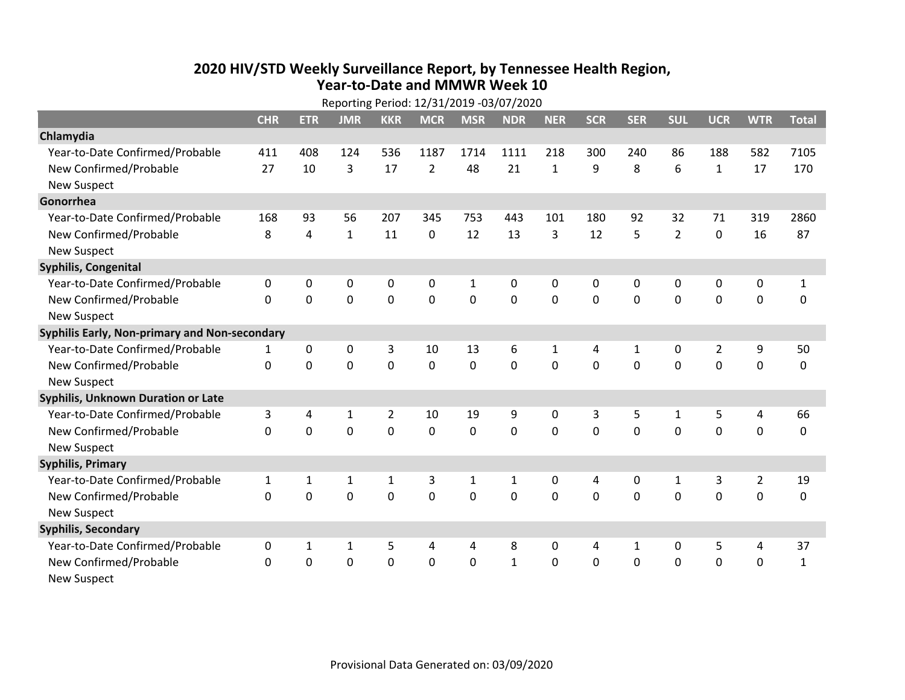# 2020 HIV/STD Weekly Surveillance Report, by Tennessee Health Region, Year-to-Date and MMWR Week 10

Reporting Period: 12/31/2019 -03/07/2020

| | CHR | ETR | JMR | KKR | MCR | MSR | NDR | NER | SCR | SER | SUL | UCR | WTR | Total |
|---|---|---|---|---|---|---|---|---|---|---|---|---|---|---|
| **Chlamydia** | | | | | | | | | | | | | | |
| Year-to-Date Confirmed/Probable | 411 | 408 | 124 | 536 | 1187 | 1714 | 1111 | 218 | 300 | 240 | 86 | 188 | 582 | 7105 |
| New Confirmed/Probable | 27 | 10 | 3 | 17 | 2 | 48 | 21 | 1 | 9 | 8 | 6 | 1 | 17 | 170 |
| New Suspect | | | | | | | | | | | | | | |
| **Gonorrhea** | | | | | | | | | | | | | | |
| Year-to-Date Confirmed/Probable | 168 | 93 | 56 | 207 | 345 | 753 | 443 | 101 | 180 | 92 | 32 | 71 | 319 | 2860 |
| New Confirmed/Probable | 8 | 4 | 1 | 11 | 0 | 12 | 13 | 3 | 12 | 5 | 2 | 0 | 16 | 87 |
| New Suspect | | | | | | | | | | | | | | |
| **Syphilis, Congenital** | | | | | | | | | | | | | | |
| Year-to-Date Confirmed/Probable | 0 | 0 | 0 | 0 | 0 | 1 | 0 | 0 | 0 | 0 | 0 | 0 | 0 | 1 |
| New Confirmed/Probable | 0 | 0 | 0 | 0 | 0 | 0 | 0 | 0 | 0 | 0 | 0 | 0 | 0 | 0 |
| New Suspect | | | | | | | | | | | | | | |
| **Syphilis Early, Non-primary and Non-secondary** | | | | | | | | | | | | | | |
| Year-to-Date Confirmed/Probable | 1 | 0 | 0 | 3 | 10 | 13 | 6 | 1 | 4 | 1 | 0 | 2 | 9 | 50 |
| New Confirmed/Probable | 0 | 0 | 0 | 0 | 0 | 0 | 0 | 0 | 0 | 0 | 0 | 0 | 0 | 0 |
| New Suspect | | | | | | | | | | | | | | |
| **Syphilis, Unknown Duration or Late** | | | | | | | | | | | | | | |
| Year-to-Date Confirmed/Probable | 3 | 4 | 1 | 2 | 10 | 19 | 9 | 0 | 3 | 5 | 1 | 5 | 4 | 66 |
| New Confirmed/Probable | 0 | 0 | 0 | 0 | 0 | 0 | 0 | 0 | 0 | 0 | 0 | 0 | 0 | 0 |
| New Suspect | | | | | | | | | | | | | | |
| **Syphilis, Primary** | | | | | | | | | | | | | | |
| Year-to-Date Confirmed/Probable | 1 | 1 | 1 | 1 | 3 | 1 | 1 | 0 | 4 | 0 | 1 | 3 | 2 | 19 |
| New Confirmed/Probable | 0 | 0 | 0 | 0 | 0 | 0 | 0 | 0 | 0 | 0 | 0 | 0 | 0 | 0 |
| New Suspect | | | | | | | | | | | | | | |
| **Syphilis, Secondary** | | | | | | | | | | | | | | |
| Year-to-Date Confirmed/Probable | 0 | 1 | 1 | 5 | 4 | 4 | 8 | 0 | 4 | 1 | 0 | 5 | 4 | 37 |
| New Confirmed/Probable | 0 | 0 | 0 | 0 | 0 | 0 | 1 | 0 | 0 | 0 | 0 | 0 | 0 | 1 |
| New Suspect | | | | | | | | | | | | | | |

Provisional Data Generated on: 03/09/2020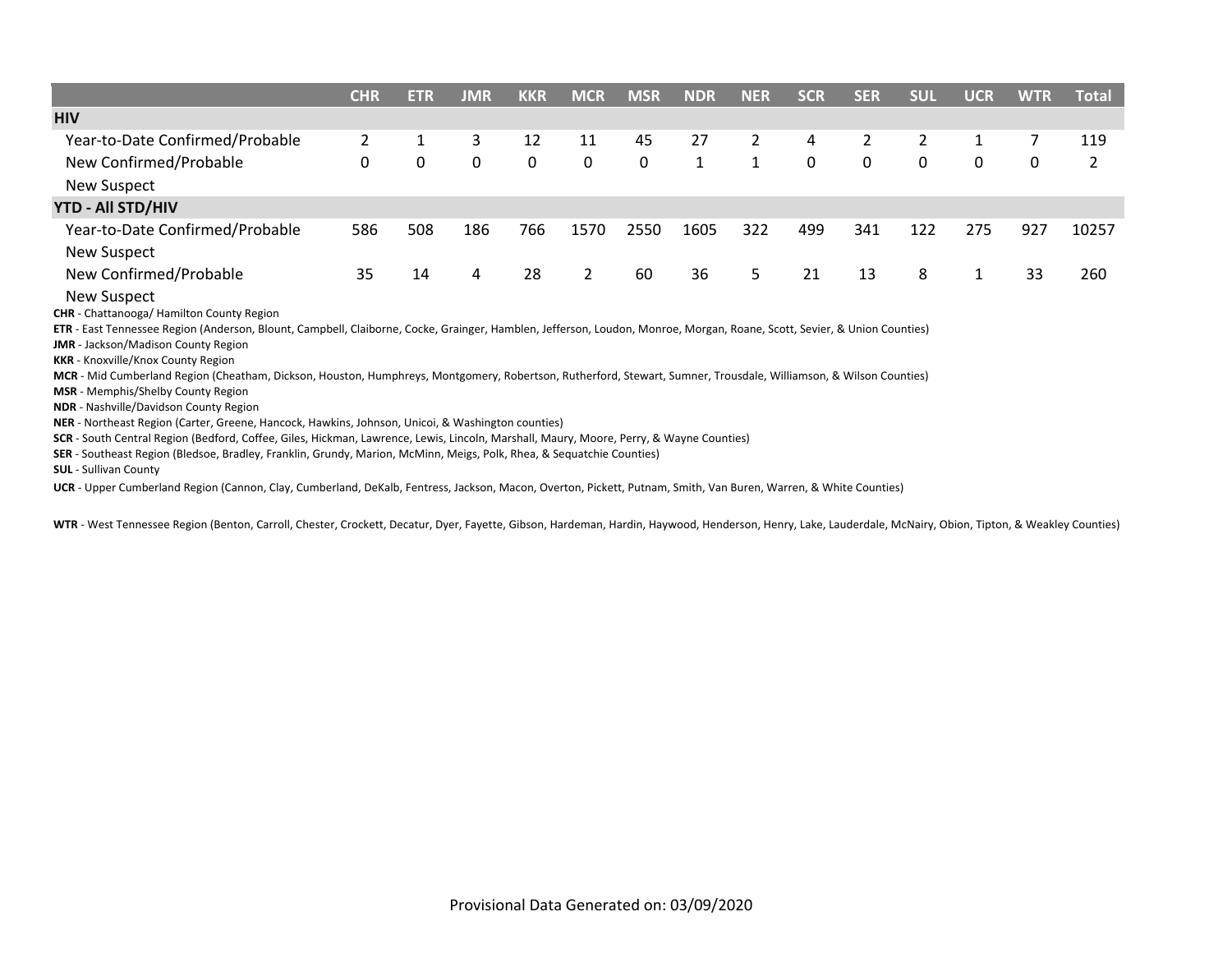| | CHR | ETR | JMR | KKR | MCR | MSR | NDR | NER | SCR | SER | SUL | UCR | WTR | Total |
|---|---|---|---|---|---|---|---|---|---|---|---|---|---|---|
| **HIV** | | | | | | | | | | | | | | |
| Year-to-Date Confirmed/Probable | 2 | 1 | 3 | 12 | 11 | 45 | 27 | 2 | 4 | 2 | 2 | 1 | 7 | 119 |
| New Confirmed/Probable | 0 | 0 | 0 | 0 | 0 | 0 | 1 | 1 | 0 | 0 | 0 | 0 | 0 | 2 |
| New Suspect | | | | | | | | | | | | | | |
| **YTD - All STD/HIV** | | | | | | | | | | | | | | |
| Year-to-Date Confirmed/Probable | 586 | 508 | 186 | 766 | 1570 | 2550 | 1605 | 322 | 499 | 341 | 122 | 275 | 927 | 10257 |
| New Suspect | | | | | | | | | | | | | | |
| New Confirmed/Probable | 35 | 14 | 4 | 28 | 2 | 60 | 36 | 5 | 21 | 13 | 8 | 1 | 33 | 260 |
| New Suspect | | | | | | | | | | | | | | |

**CHR** - Chattanooga/ Hamilton County Region

**ETR** - East Tennessee Region (Anderson, Blount, Campbell, Claiborne, Cocke, Grainger, Hamblen, Jefferson, Loudon, Monroe, Morgan, Roane, Scott, Sevier, & Union Counties)

**JMR** - Jackson/Madison County Region

**KKR** - Knoxville/Knox County Region

**MCR** - Mid Cumberland Region (Cheatham, Dickson, Houston, Humphreys, Montgomery, Robertson, Rutherford, Stewart, Sumner, Trousdale, Williamson, & Wilson Counties)

**MSR** - Memphis/Shelby County Region

**NDR** - Nashville/Davidson County Region

**NER** - Northeast Region (Carter, Greene, Hancock, Hawkins, Johnson, Unicoi, & Washington counties)

**SCR** - South Central Region (Bedford, Coffee, Giles, Hickman, Lawrence, Lewis, Lincoln, Marshall, Maury, Moore, Perry, & Wayne Counties)

**SER** - Southeast Region (Bledsoe, Bradley, Franklin, Grundy, Marion, McMinn, Meigs, Polk, Rhea, & Sequatchie Counties)

**SUL** - Sullivan County

**UCR** - Upper Cumberland Region (Cannon, Clay, Cumberland, DeKalb, Fentress, Jackson, Macon, Overton, Pickett, Putnam, Smith, Van Buren, Warren, & White Counties)

**WTR** - West Tennessee Region (Benton, Carroll, Chester, Crockett, Decatur, Dyer, Fayette, Gibson, Hardeman, Hardin, Haywood, Henderson, Henry, Lake, Lauderdale, McNairy, Obion, Tipton, & Weakley Counties)

Provisional Data Generated on: 03/09/2020